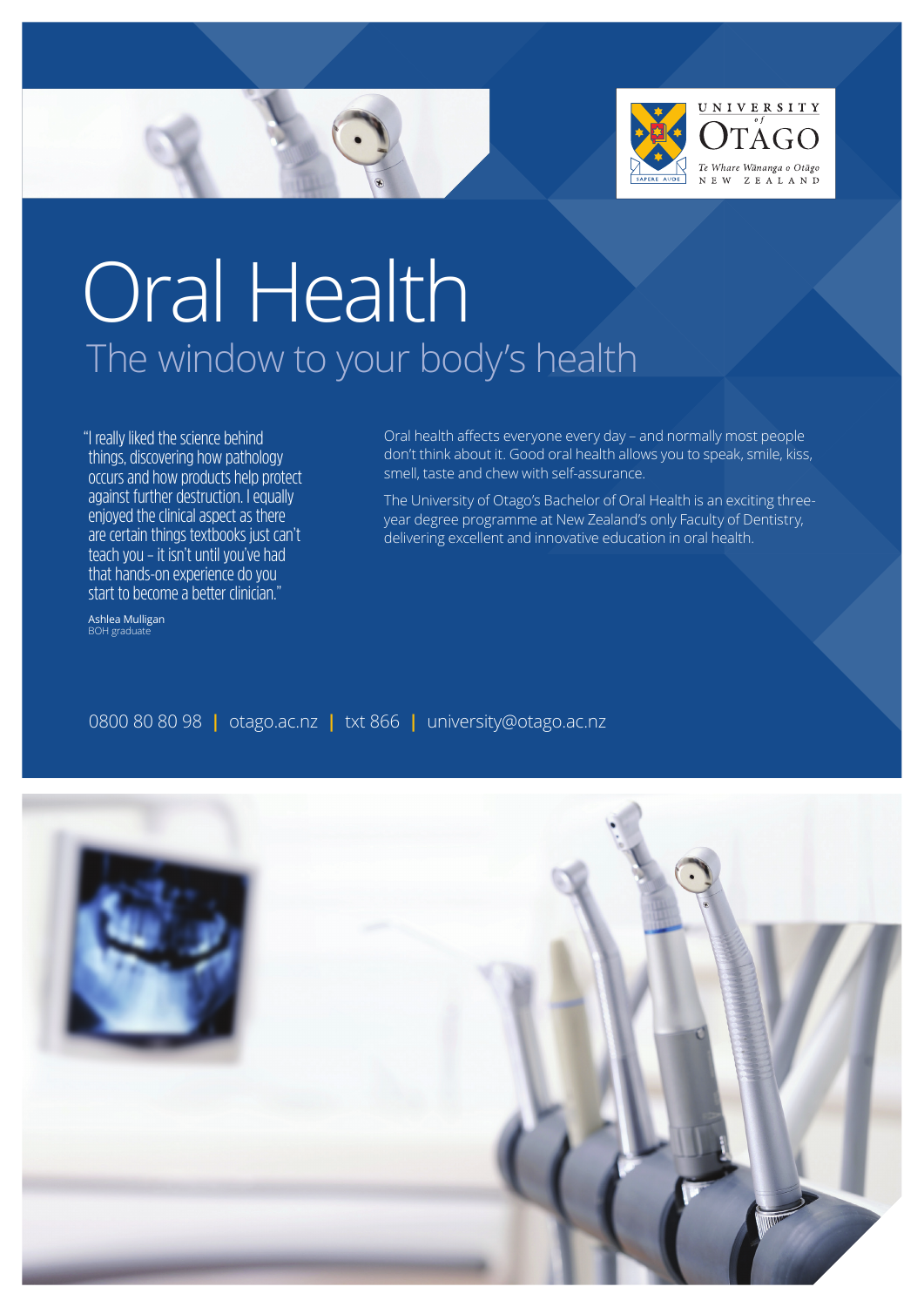UNIVERSITY of OTAGO
Te Whare Wānanga o Otāgo
NEW ZEALAND

# Oral Health

## The window to your body's health

"I really liked the science behind things, discovering how pathology occurs and how products help protect against further destruction. I equally enjoyed the clinical aspect as there are certain things textbooks just can't teach you – it isn't until you've had that hands-on experience do you start to become a better clinician."

Ashlea Mulligan
BOH graduate

Oral health affects everyone every day – and normally most people don't think about it. Good oral health allows you to speak, smile, kiss, smell, taste and chew with self-assurance.

The University of Otago's Bachelor of Oral Health is an exciting three-year degree programme at New Zealand's only Faculty of Dentistry, delivering excellent and innovative education in oral health.

0800 80 80 98 | otago.ac.nz | txt 866 | university@otago.ac.nz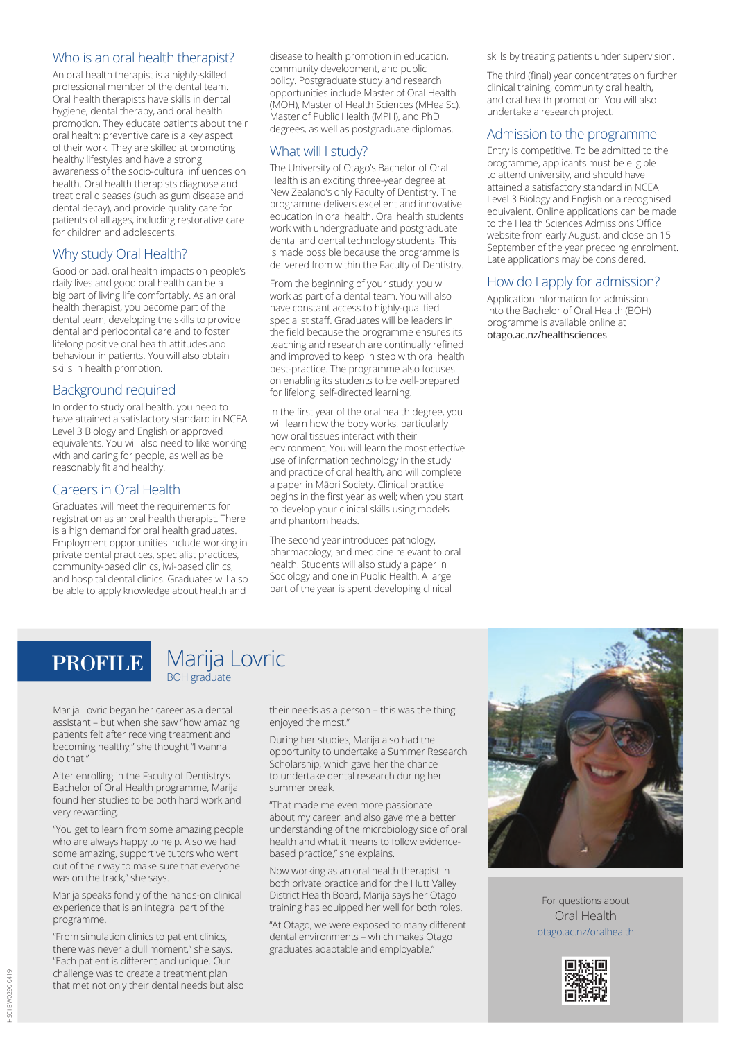## Who is an oral health therapist?

An oral health therapist is a highly-skilled professional member of the dental team. Oral health therapists have skills in dental hygiene, dental therapy, and oral health promotion. They educate patients about their oral health; preventive care is a key aspect of their work. They are skilled at promoting healthy lifestyles and have a strong awareness of the socio-cultural influences on health. Oral health therapists diagnose and treat oral diseases (such as gum disease and dental decay), and provide quality care for patients of all ages, including restorative care for children and adolescents.

## Why study Oral Health?

Good or bad, oral health impacts on people's daily lives and good oral health can be a big part of living life comfortably. As an oral health therapist, you become part of the dental team, developing the skills to provide dental and periodontal care and to foster lifelong positive oral health attitudes and behaviour in patients. You will also obtain skills in health promotion.

## Background required

In order to study oral health, you need to have attained a satisfactory standard in NCEA Level 3 Biology and English or approved equivalents. You will also need to like working with and caring for people, as well as be reasonably fit and healthy.

## Careers in Oral Health

Graduates will meet the requirements for registration as an oral health therapist. There is a high demand for oral health graduates. Employment opportunities include working in private dental practices, specialist practices, community-based clinics, iwi-based clinics, and hospital dental clinics. Graduates will also be able to apply knowledge about health and disease to health promotion in education, community development, and public policy. Postgraduate study and research opportunities include Master of Oral Health (MOH), Master of Health Sciences (MHealSc), Master of Public Health (MPH), and PhD degrees, as well as postgraduate diplomas.

## What will I study?

The University of Otago's Bachelor of Oral Health is an exciting three-year degree at New Zealand's only Faculty of Dentistry. The programme delivers excellent and innovative education in oral health. Oral health students work with undergraduate and postgraduate dental and dental technology students. This is made possible because the programme is delivered from within the Faculty of Dentistry.

From the beginning of your study, you will work as part of a dental team. You will also have constant access to highly-qualified specialist staff. Graduates will be leaders in the field because the programme ensures its teaching and research are continually refined and improved to keep in step with oral health best-practice. The programme also focuses on enabling its students to be well-prepared for lifelong, self-directed learning.

In the first year of the oral health degree, you will learn how the body works, particularly how oral tissues interact with their environment. You will learn the most effective use of information technology in the study and practice of oral health, and will complete a paper in Māori Society. Clinical practice begins in the first year as well; when you start to develop your clinical skills using models and phantom heads.

The second year introduces pathology, pharmacology, and medicine relevant to oral health. Students will also study a paper in Sociology and one in Public Health. A large part of the year is spent developing clinical skills by treating patients under supervision.

The third (final) year concentrates on further clinical training, community oral health, and oral health promotion. You will also undertake a research project.

## Admission to the programme

Entry is competitive. To be admitted to the programme, applicants must be eligible to attend university, and should have attained a satisfactory standard in NCEA Level 3 Biology and English or a recognised equivalent. Online applications can be made to the Health Sciences Admissions Office website from early August, and close on 15 September of the year preceding enrolment. Late applications may be considered.

## How do I apply for admission?

Application information for admission into the Bachelor of Oral Health (BOH) programme is available online at
otago.ac.nz/healthsciences

## PROFILE Marija Lovric

BOH graduate

Marija Lovric began her career as a dental assistant – but when she saw "how amazing patients felt after receiving treatment and becoming healthy," she thought "I wanna do that!"

After enrolling in the Faculty of Dentistry's Bachelor of Oral Health programme, Marija found her studies to be both hard work and very rewarding.

"You get to learn from some amazing people who are always happy to help. Also we had some amazing, supportive tutors who went out of their way to make sure that everyone was on the track," she says.

Marija speaks fondly of the hands-on clinical experience that is an integral part of the programme.

"From simulation clinics to patient clinics, there was never a dull moment," she says. "Each patient is different and unique. Our challenge was to create a treatment plan that met not only their dental needs but also their needs as a person – this was the thing I enjoyed the most."

During her studies, Marija also had the opportunity to undertake a Summer Research Scholarship, which gave her the chance to undertake dental research during her summer break.

"That made me even more passionate about my career, and also gave me a better understanding of the microbiology side of oral health and what it means to follow evidence-based practice," she explains.

Now working as an oral health therapist in both private practice and for the Hutt Valley District Health Board, Marija says her Otago training has equipped her well for both roles.

"At Otago, we were exposed to many different dental environments – which makes Otago graduates adaptable and employable."

For questions about
Oral Health
otago.ac.nz/oralhealth

HSCIBW02900419